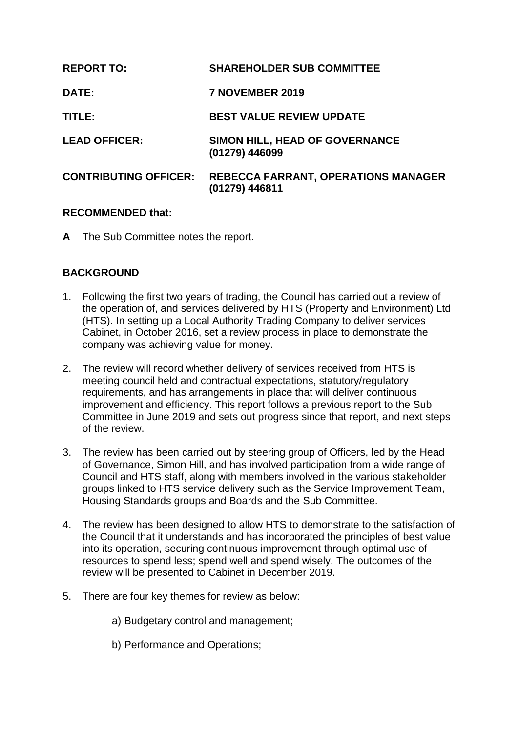**REPORT TO:** SHAREHOLDER SUB COMMITTEE

**DATE:** 7 NOVEMBER 2019

**TITLE:** BEST VALUE REVIEW UPDATE

**LEAD OFFICER:** SIMON HILL, HEAD OF GOVERNANCE (01279) 446099

**CONTRIBUTING OFFICER:** REBECCA FARRANT, OPERATIONS MANAGER (01279) 446811

**RECOMMENDED that:**

**A** The Sub Committee notes the report.

## BACKGROUND

1. Following the first two years of trading, the Council has carried out a review of the operation of, and services delivered by HTS (Property and Environment) Ltd (HTS). In setting up a Local Authority Trading Company to deliver services Cabinet, in October 2016, set a review process in place to demonstrate the company was achieving value for money.

2. The review will record whether delivery of services received from HTS is meeting council held and contractual expectations, statutory/regulatory requirements, and has arrangements in place that will deliver continuous improvement and efficiency. This report follows a previous report to the Sub Committee in June 2019 and sets out progress since that report, and next steps of the review.

3. The review has been carried out by steering group of Officers, led by the Head of Governance, Simon Hill, and has involved participation from a wide range of Council and HTS staff, along with members involved in the various stakeholder groups linked to HTS service delivery such as the Service Improvement Team, Housing Standards groups and Boards and the Sub Committee.

4. The review has been designed to allow HTS to demonstrate to the satisfaction of the Council that it understands and has incorporated the principles of best value into its operation, securing continuous improvement through optimal use of resources to spend less; spend well and spend wisely. The outcomes of the review will be presented to Cabinet in December 2019.

5. There are four key themes for review as below:

   a) Budgetary control and management;

   b) Performance and Operations;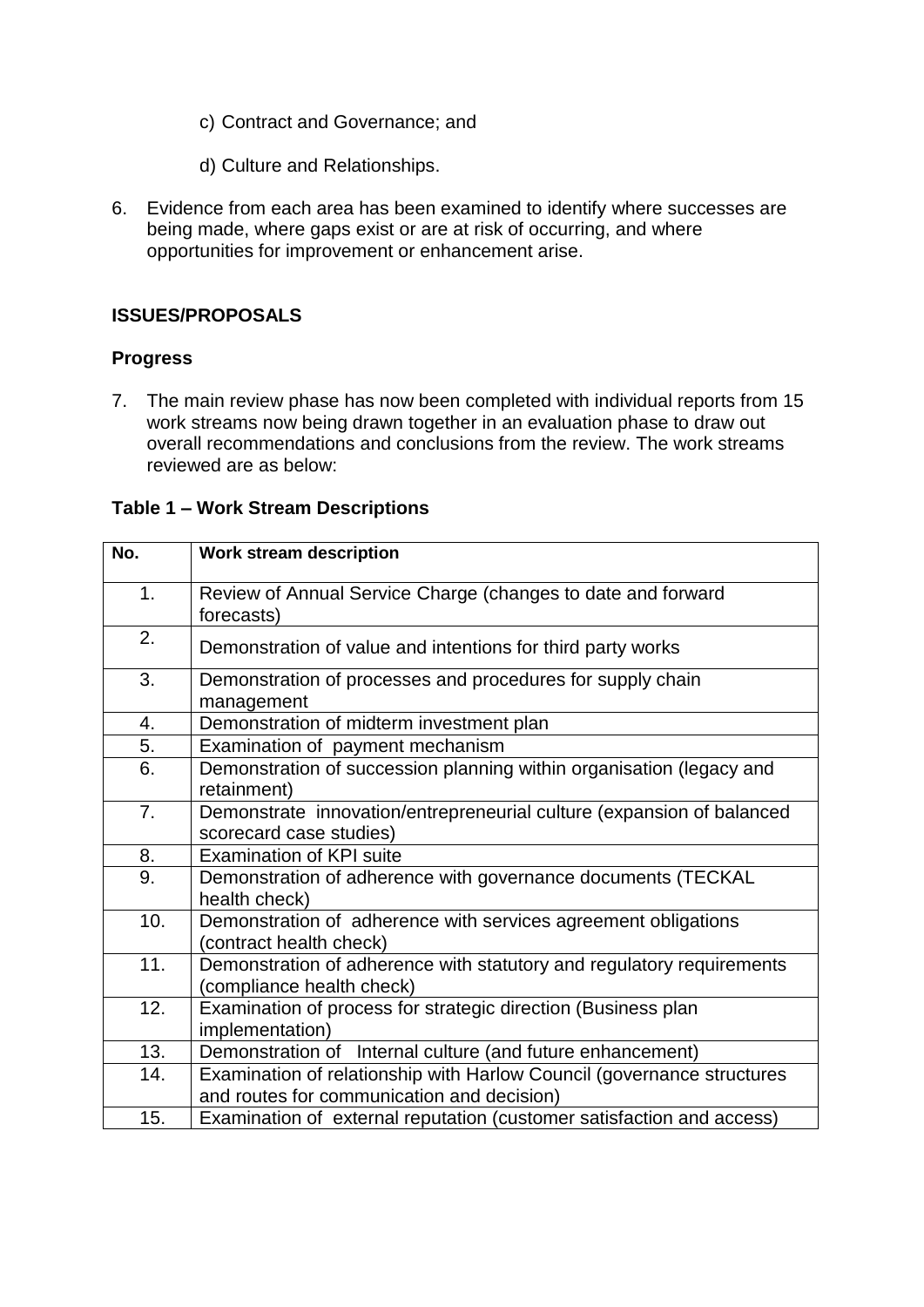c) Contract and Governance; and

d) Culture and Relationships.

6. Evidence from each area has been examined to identify where successes are being made, where gaps exist or are at risk of occurring, and where opportunities for improvement or enhancement arise.

**ISSUES/PROPOSALS**

**Progress**

7. The main review phase has now been completed with individual reports from 15 work streams now being drawn together in an evaluation phase to draw out overall recommendations and conclusions from the review. The work streams reviewed are as below:

**Table 1 – Work Stream Descriptions**

| No. | Work stream description |
|---|---|
| 1. | Review of Annual Service Charge (changes to date and forward forecasts) |
| 2. | Demonstration of value and intentions for third party works |
| 3. | Demonstration of processes and procedures for supply chain management |
| 4. | Demonstration of midterm investment plan |
| 5. | Examination of payment mechanism |
| 6. | Demonstration of succession planning within organisation (legacy and retainment) |
| 7. | Demonstrate innovation/entrepreneurial culture (expansion of balanced scorecard case studies) |
| 8. | Examination of KPI suite |
| 9. | Demonstration of adherence with governance documents (TECKAL health check) |
| 10. | Demonstration of adherence with services agreement obligations (contract health check) |
| 11. | Demonstration of adherence with statutory and regulatory requirements (compliance health check) |
| 12. | Examination of process for strategic direction (Business plan implementation) |
| 13. | Demonstration of Internal culture (and future enhancement) |
| 14. | Examination of relationship with Harlow Council (governance structures and routes for communication and decision) |
| 15. | Examination of external reputation (customer satisfaction and access) |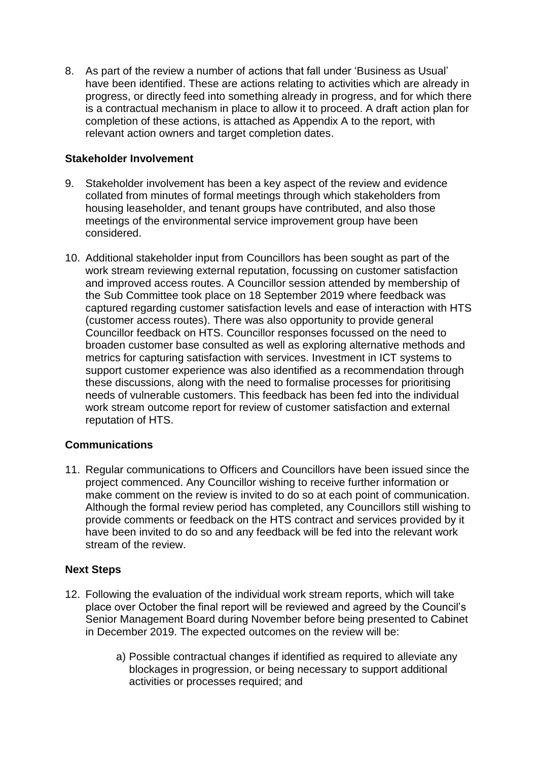8. As part of the review a number of actions that fall under 'Business as Usual' have been identified. These are actions relating to activities which are already in progress, or directly feed into something already in progress, and for which there is a contractual mechanism in place to allow it to proceed. A draft action plan for completion of these actions, is attached as Appendix A to the report, with relevant action owners and target completion dates.

**Stakeholder Involvement**

9. Stakeholder involvement has been a key aspect of the review and evidence collated from minutes of formal meetings through which stakeholders from housing leaseholder, and tenant groups have contributed, and also those meetings of the environmental service improvement group have been considered.

10. Additional stakeholder input from Councillors has been sought as part of the work stream reviewing external reputation, focussing on customer satisfaction and improved access routes. A Councillor session attended by membership of the Sub Committee took place on 18 September 2019 where feedback was captured regarding customer satisfaction levels and ease of interaction with HTS (customer access routes). There was also opportunity to provide general Councillor feedback on HTS. Councillor responses focussed on the need to broaden customer base consulted as well as exploring alternative methods and metrics for capturing satisfaction with services. Investment in ICT systems to support customer experience was also identified as a recommendation through these discussions, along with the need to formalise processes for prioritising needs of vulnerable customers. This feedback has been fed into the individual work stream outcome report for review of customer satisfaction and external reputation of HTS.

**Communications**

11. Regular communications to Officers and Councillors have been issued since the project commenced. Any Councillor wishing to receive further information or make comment on the review is invited to do so at each point of communication. Although the formal review period has completed, any Councillors still wishing to provide comments or feedback on the HTS contract and services provided by it have been invited to do so and any feedback will be fed into the relevant work stream of the review.

**Next Steps**

12. Following the evaluation of the individual work stream reports, which will take place over October the final report will be reviewed and agreed by the Council's Senior Management Board during November before being presented to Cabinet in December 2019. The expected outcomes on the review will be:

    a) Possible contractual changes if identified as required to alleviate any blockages in progression, or being necessary to support additional activities or processes required; and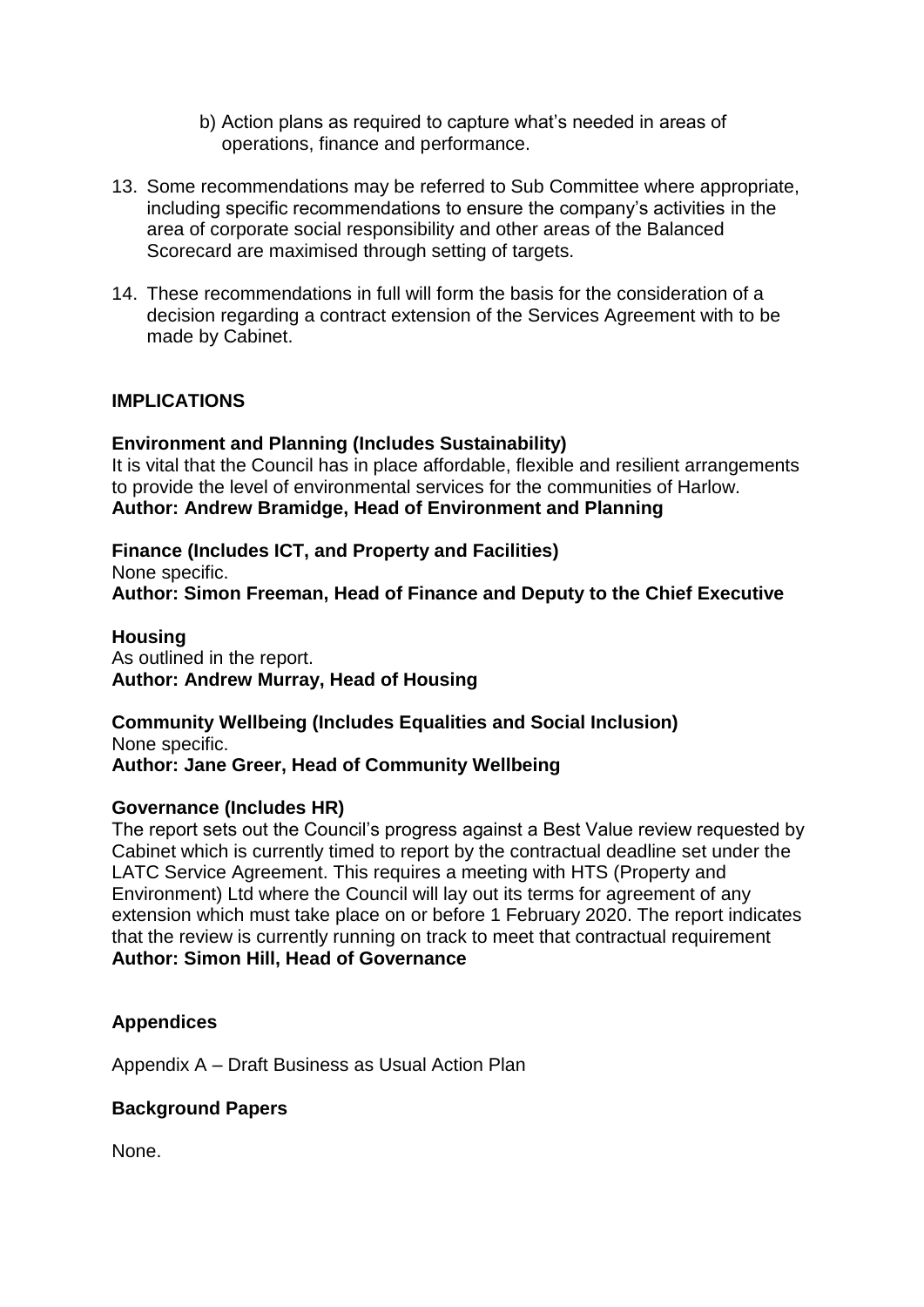b) Action plans as required to capture what's needed in areas of operations, finance and performance.

13. Some recommendations may be referred to Sub Committee where appropriate, including specific recommendations to ensure the company's activities in the area of corporate social responsibility and other areas of the Balanced Scorecard are maximised through setting of targets.

14. These recommendations in full will form the basis for the consideration of a decision regarding a contract extension of the Services Agreement with to be made by Cabinet.

**IMPLICATIONS**

**Environment and Planning (Includes Sustainability)**
It is vital that the Council has in place affordable, flexible and resilient arrangements to provide the level of environmental services for the communities of Harlow.
**Author: Andrew Bramidge, Head of Environment and Planning**

**Finance (Includes ICT, and Property and Facilities)**
None specific.
**Author: Simon Freeman, Head of Finance and Deputy to the Chief Executive**

**Housing**
As outlined in the report.
**Author: Andrew Murray, Head of Housing**

**Community Wellbeing (Includes Equalities and Social Inclusion)**
None specific.
**Author: Jane Greer, Head of Community Wellbeing**

**Governance (Includes HR)**
The report sets out the Council's progress against a Best Value review requested by Cabinet which is currently timed to report by the contractual deadline set under the LATC Service Agreement. This requires a meeting with HTS (Property and Environment) Ltd where the Council will lay out its terms for agreement of any extension which must take place on or before 1 February 2020. The report indicates that the review is currently running on track to meet that contractual requirement
**Author: Simon Hill, Head of Governance**

**Appendices**

Appendix A – Draft Business as Usual Action Plan

**Background Papers**

None.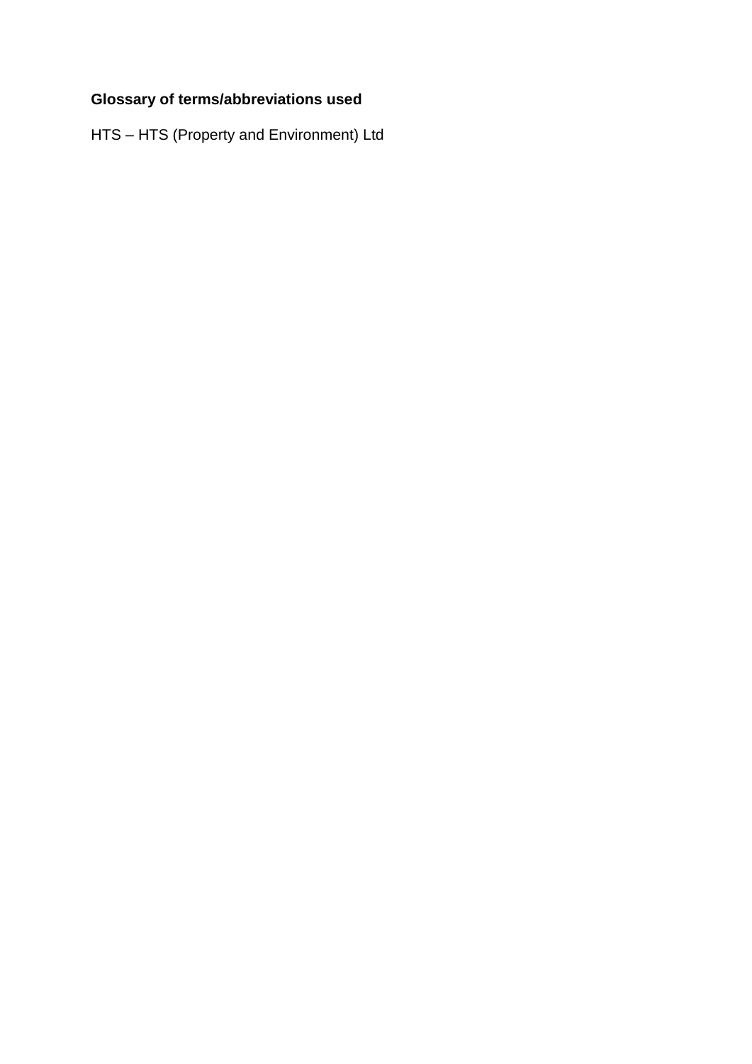**Glossary of terms/abbreviations used**

HTS – HTS (Property and Environment) Ltd